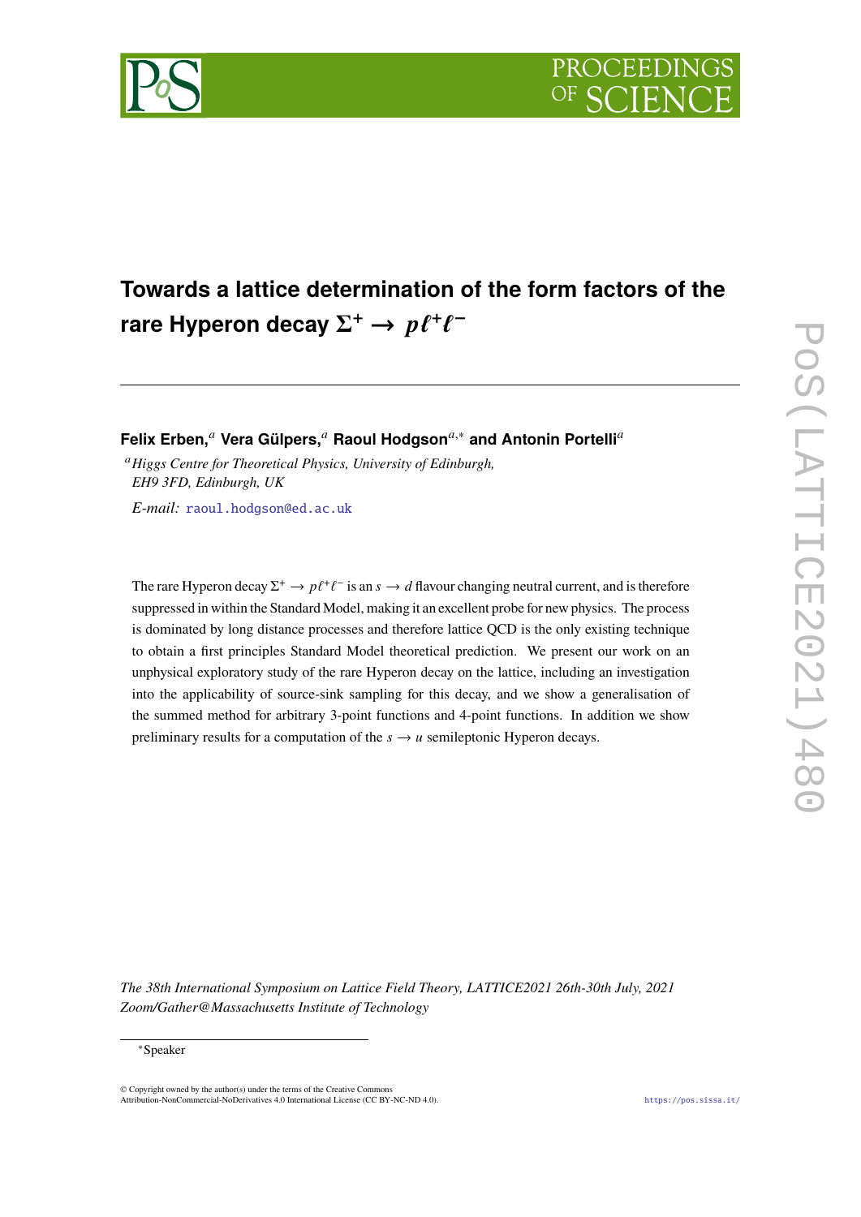# Towards a lattice determination of the form factors of the rare Hyperon decay $\Sigma^+ \to p\ell^+\ell^-$

**Felix Erben,**[a] **Vera Gülpers,**[a] **Raoul Hodgson**[a,*] **and Antonin Portelli**[a]

[a] *Higgs Centre for Theoretical Physics, University of Edinburgh, EH9 3FD, Edinburgh, UK*

*E-mail:* raoul.hodgson@ed.ac.uk

The rare Hyperon decay $\Sigma^+ \to p\ell^+\ell^-$ is an $s \to d$ flavour changing neutral current, and is therefore suppressed in within the Standard Model, making it an excellent probe for new physics. The process is dominated by long distance processes and therefore lattice QCD is the only existing technique to obtain a first principles Standard Model theoretical prediction. We present our work on an unphysical exploratory study of the rare Hyperon decay on the lattice, including an investigation into the applicability of source-sink sampling for this decay, and we show a generalisation of the summed method for arbitrary 3-point functions and 4-point functions. In addition we show preliminary results for a computation of the $s \to u$ semileptonic Hyperon decays.

*The 38th International Symposium on Lattice Field Theory, LATTICE2021 26th-30th July, 2021 Zoom/Gather@Massachusetts Institute of Technology*

*Speaker

© Copyright owned by the author(s) under the terms of the Creative Commons Attribution-NonCommercial-NoDerivatives 4.0 International License (CC BY-NC-ND 4.0).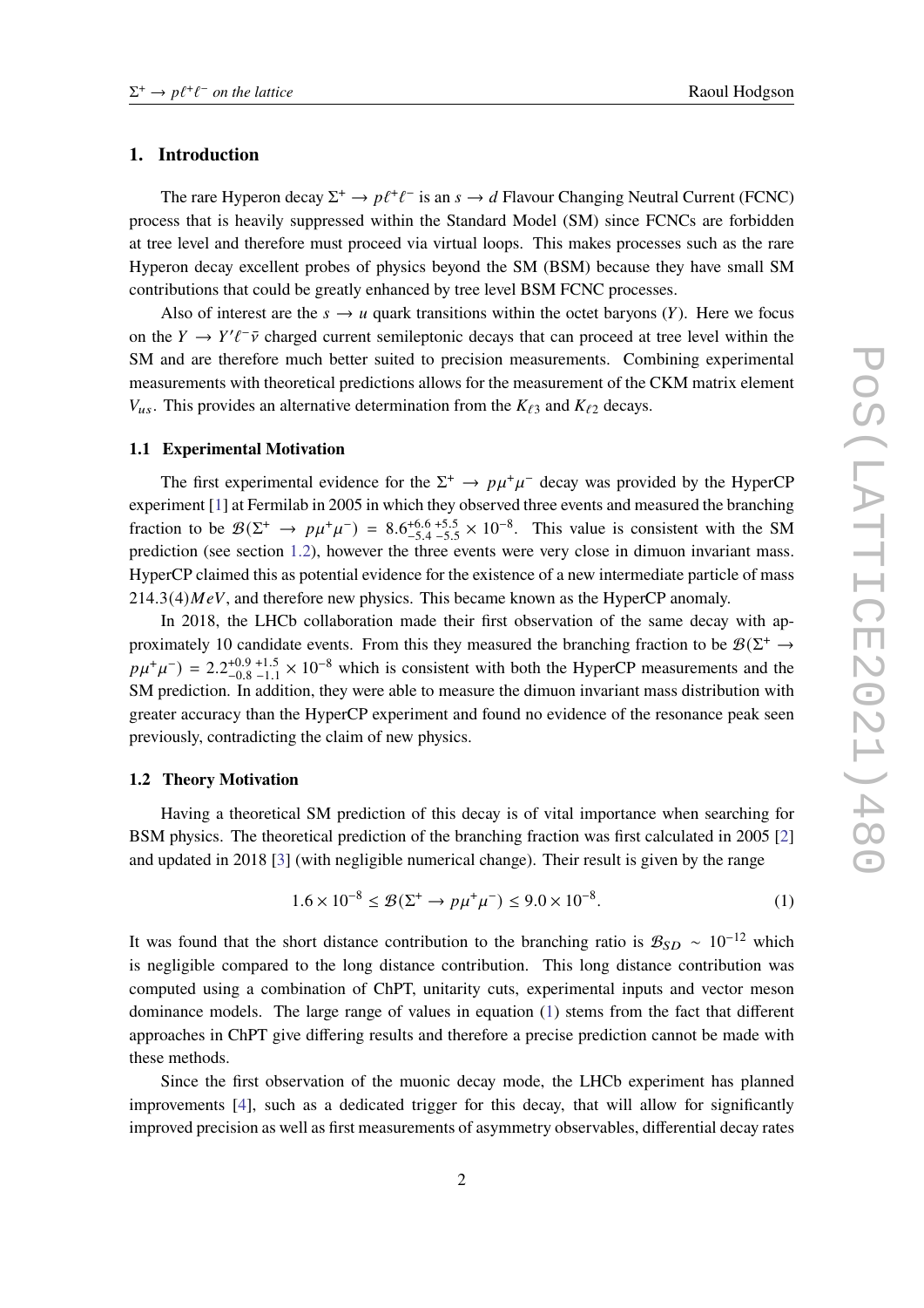## 1. Introduction

The rare Hyperon decay $\Sigma^+ \to p\ell^+\ell^-$ is an $s \to d$ Flavour Changing Neutral Current (FCNC) process that is heavily suppressed within the Standard Model (SM) since FCNCs are forbidden at tree level and therefore must proceed via virtual loops. This makes processes such as the rare Hyperon decay excellent probes of physics beyond the SM (BSM) because they have small SM contributions that could be greatly enhanced by tree level BSM FCNC processes.

Also of interest are the $s \to u$ quark transitions within the octet baryons ($Y$). Here we focus on the $Y \to Y'\ell^-\bar{\nu}$ charged current semileptonic decays that can proceed at tree level within the SM and are therefore much better suited to precision measurements. Combining experimental measurements with theoretical predictions allows for the measurement of the CKM matrix element $V_{us}$. This provides an alternative determination from the $K_{\ell 3}$ and $K_{\ell 2}$ decays.

### 1.1 Experimental Motivation

The first experimental evidence for the $\Sigma^+ \to p\mu^+\mu^-$ decay was provided by the HyperCP experiment [1] at Fermilab in 2005 in which they observed three events and measured the branching fraction to be $\mathcal{B}(\Sigma^+ \to p\mu^+\mu^-) = 8.6^{+6.6}_{-5.4}{}^{+5.5}_{-5.5} \times 10^{-8}$. This value is consistent with the SM prediction (see section 1.2), however the three events were very close in dimuon invariant mass. HyperCP claimed this as potential evidence for the existence of a new intermediate particle of mass $214.3(4)MeV$, and therefore new physics. This became known as the HyperCP anomaly.

In 2018, the LHCb collaboration made their first observation of the same decay with approximately 10 candidate events. From this they measured the branching fraction to be $\mathcal{B}(\Sigma^+ \to p\mu^+\mu^-) = 2.2^{+0.9}_{-0.8}{}^{+1.5}_{-1.1} \times 10^{-8}$ which is consistent with both the HyperCP measurements and the SM prediction. In addition, they were able to measure the dimuon invariant mass distribution with greater accuracy than the HyperCP experiment and found no evidence of the resonance peak seen previously, contradicting the claim of new physics.

### 1.2 Theory Motivation

Having a theoretical SM prediction of this decay is of vital importance when searching for BSM physics. The theoretical prediction of the branching fraction was first calculated in 2005 [2] and updated in 2018 [3] (with negligible numerical change). Their result is given by the range

$$1.6 \times 10^{-8} \leq \mathcal{B}(\Sigma^+ \to p\mu^+\mu^-) \leq 9.0 \times 10^{-8}. \tag{1}$$

It was found that the short distance contribution to the branching ratio is $\mathcal{B}_{SD} \sim 10^{-12}$ which is negligible compared to the long distance contribution. This long distance contribution was computed using a combination of ChPT, unitarity cuts, experimental inputs and vector meson dominance models. The large range of values in equation (1) stems from the fact that different approaches in ChPT give differing results and therefore a precise prediction cannot be made with these methods.

Since the first observation of the muonic decay mode, the LHCb experiment has planned improvements [4], such as a dedicated trigger for this decay, that will allow for significantly improved precision as well as first measurements of asymmetry observables, differential decay rates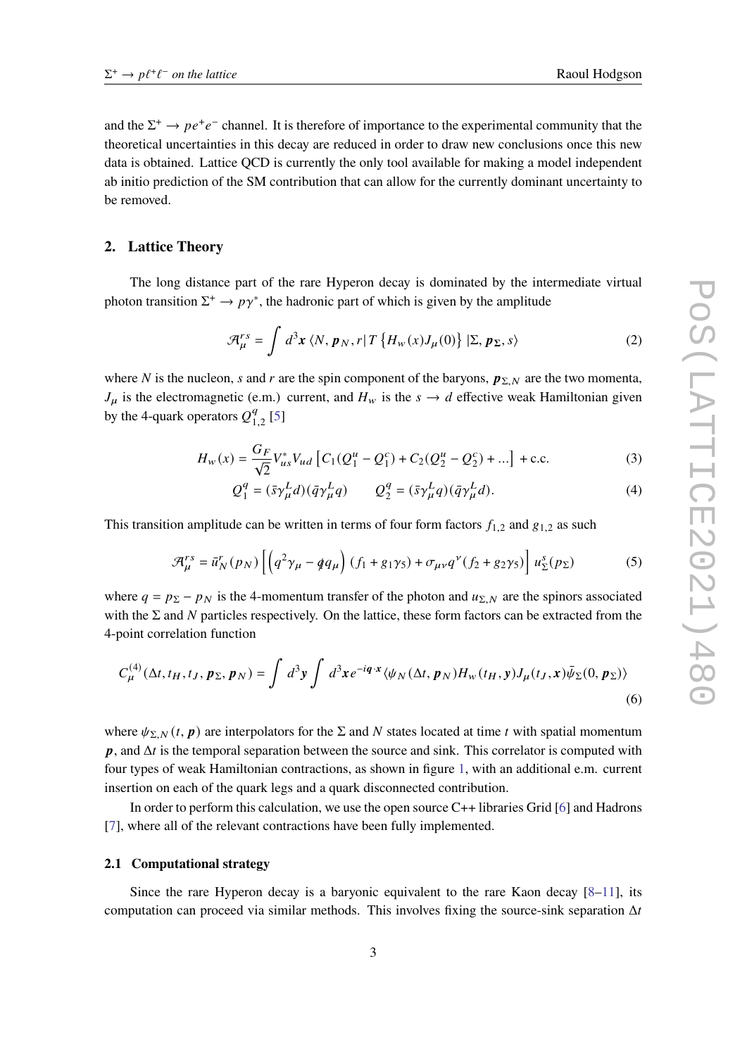and the $\Sigma^+ \to p e^+ e^-$ channel. It is therefore of importance to the experimental community that the theoretical uncertainties in this decay are reduced in order to draw new conclusions once this new data is obtained. Lattice QCD is currently the only tool available for making a model independent ab initio prediction of the SM contribution that can allow for the currently dominant uncertainty to be removed.

## 2. Lattice Theory

The long distance part of the rare Hyperon decay is dominated by the intermediate virtual photon transition $\Sigma^+ \to p\gamma^*$, the hadronic part of which is given by the amplitude

$$\mathcal{A}_\mu^{rs} = \int d^3\boldsymbol{x} \, \langle N, \boldsymbol{p}_N, r | \, T\left\{ H_w(x) J_\mu(0) \right\} | \Sigma, \boldsymbol{p}_\Sigma, s \rangle \tag{2}$$

where $N$ is the nucleon, $s$ and $r$ are the spin component of the baryons, $\boldsymbol{p}_{\Sigma,N}$ are the two momenta, $J_\mu$ is the electromagnetic (e.m.) current, and $H_w$ is the $s \to d$ effective weak Hamiltonian given by the 4-quark operators $Q_{1,2}^q$ [5]

$$H_w(x) = \frac{G_F}{\sqrt{2}} V_{us}^* V_{ud} \left[ C_1(Q_1^u - Q_1^c) + C_2(Q_2^u - Q_2^c) + \ldots \right] + \text{c.c.} \tag{3}$$

$$Q_1^q = (\bar{s}\gamma_\mu^L d)(\bar{q}\gamma_\mu^L q) \qquad Q_2^q = (\bar{s}\gamma_\mu^L q)(\bar{q}\gamma_\mu^L d). \tag{4}$$

This transition amplitude can be written in terms of four form factors $f_{1,2}$ and $g_{1,2}$ as such

$$\mathcal{A}_\mu^{rs} = \bar{u}_N^r(p_N) \left[ \left( q^2\gamma_\mu - \not{q} q_\mu \right)(f_1 + g_1\gamma_5) + \sigma_{\mu\nu} q^\nu (f_2 + g_2\gamma_5) \right] u_\Sigma^s(p_\Sigma) \tag{5}$$

where $q = p_\Sigma - p_N$ is the 4-momentum transfer of the photon and $u_{\Sigma,N}$ are the spinors associated with the $\Sigma$ and $N$ particles respectively. On the lattice, these form factors can be extracted from the 4-point correlation function

$$C_\mu^{(4)}(\Delta t, t_H, t_J, \boldsymbol{p}_\Sigma, \boldsymbol{p}_N) = \int d^3\boldsymbol{y} \int d^3\boldsymbol{x} \, e^{-i\boldsymbol{q}\cdot\boldsymbol{x}} \langle \psi_N(\Delta t, \boldsymbol{p}_N) H_w(t_H, \boldsymbol{y}) J_\mu(t_J, \boldsymbol{x}) \bar{\psi}_\Sigma(0, \boldsymbol{p}_\Sigma) \rangle \tag{6}$$

where $\psi_{\Sigma,N}(t, \boldsymbol{p})$ are interpolators for the $\Sigma$ and $N$ states located at time $t$ with spatial momentum $\boldsymbol{p}$, and $\Delta t$ is the temporal separation between the source and sink. This correlator is computed with four types of weak Hamiltonian contractions, as shown in figure 1, with an additional e.m. current insertion on each of the quark legs and a quark disconnected contribution.

In order to perform this calculation, we use the open source C++ libraries Grid [6] and Hadrons [7], where all of the relevant contractions have been fully implemented.

### 2.1 Computational strategy

Since the rare Hyperon decay is a baryonic equivalent to the rare Kaon decay [8–11], its computation can proceed via similar methods. This involves fixing the source-sink separation $\Delta t$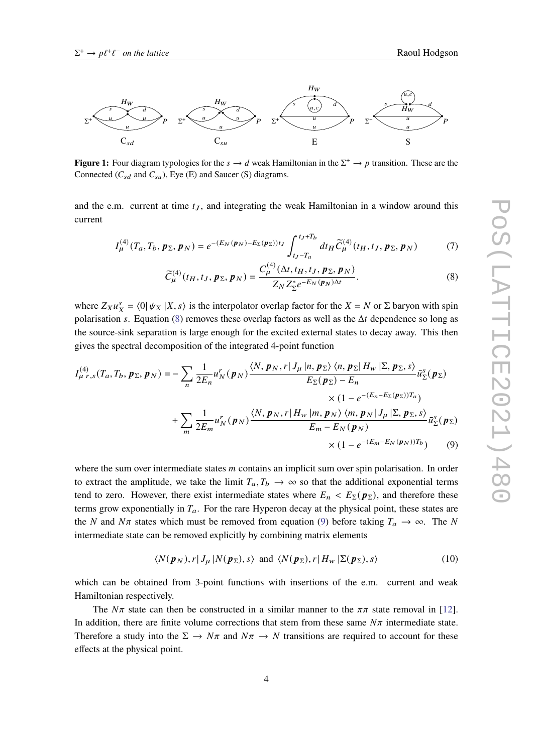**Figure 1:** Four diagram typologies for the $s \to d$ weak Hamiltonian in the $\Sigma^+ \to p$ transition. These are the Connected ($C_{sd}$ and $C_{su}$), Eye (E) and Saucer (S) diagrams.

and the e.m. current at time $t_J$, and integrating the weak Hamiltonian in a window around this current

$$I_\mu^{(4)}(T_a, T_b, \boldsymbol{p}_\Sigma, \boldsymbol{p}_N) = e^{-(E_N(\boldsymbol{p}_N) - E_\Sigma(\boldsymbol{p}_\Sigma))t_J} \int_{t_J - T_a}^{t_J + T_b} dt_H \, \widetilde{C}_\mu^{(4)}(t_H, t_J, \boldsymbol{p}_\Sigma, \boldsymbol{p}_N) \tag{7}$$

$$\widetilde{C}_\mu^{(4)}(t_H, t_J, \boldsymbol{p}_\Sigma, \boldsymbol{p}_N) = \frac{C_\mu^{(4)}(\Delta t, t_H, t_J, \boldsymbol{p}_\Sigma, \boldsymbol{p}_N)}{Z_N Z_\Sigma^* e^{-E_N(\boldsymbol{p}_N)\Delta t}}. \tag{8}$$

where $Z_X u_X^s = \langle 0 | \psi_X | X, s \rangle$ is the interpolator overlap factor for the $X = N$ or $\Sigma$ baryon with spin polarisation $s$. Equation (8) removes these overlap factors as well as the $\Delta t$ dependence so long as the source-sink separation is large enough for the excited external states to decay away. This then gives the spectral decomposition of the integrated 4-point function

$$\begin{aligned}
I_{\mu\, r,s}^{(4)}(T_a, T_b, \boldsymbol{p}_\Sigma, \boldsymbol{p}_N) = &- \sum_n \frac{1}{2E_n} u_N^r(\boldsymbol{p}_N) \frac{\langle N, \boldsymbol{p}_N, r | J_\mu | n, \boldsymbol{p}_\Sigma \rangle \langle n, \boldsymbol{p}_\Sigma | H_w | \Sigma, \boldsymbol{p}_\Sigma, s \rangle}{E_\Sigma(\boldsymbol{p}_\Sigma) - E_n} \bar{u}_\Sigma^s(\boldsymbol{p}_\Sigma) \\
&\qquad \times (1 - e^{-(E_n - E_\Sigma(\boldsymbol{p}_\Sigma))T_a}) \\
&+ \sum_m \frac{1}{2E_m} u_N^r(\boldsymbol{p}_N) \frac{\langle N, \boldsymbol{p}_N, r | H_w | m, \boldsymbol{p}_N \rangle \langle m, \boldsymbol{p}_N | J_\mu | \Sigma, \boldsymbol{p}_\Sigma, s \rangle}{E_m - E_N(\boldsymbol{p}_N)} \bar{u}_\Sigma^s(\boldsymbol{p}_\Sigma) \\
&\qquad \times (1 - e^{-(E_m - E_N(\boldsymbol{p}_N))T_b})
\end{aligned} \tag{9}$$

where the sum over intermediate states $m$ contains an implicit sum over spin polarisation. In order to extract the amplitude, we take the limit $T_a, T_b \to \infty$ so that the additional exponential terms tend to zero. However, there exist intermediate states where $E_n < E_\Sigma(\boldsymbol{p}_\Sigma)$, and therefore these terms grow exponentially in $T_a$. For the rare Hyperon decay at the physical point, these states are the $N$ and $N\pi$ states which must be removed from equation (9) before taking $T_a \to \infty$. The $N$ intermediate state can be removed explicitly by combining matrix elements

$$\langle N(\boldsymbol{p}_N), r | J_\mu | N(\boldsymbol{p}_\Sigma), s \rangle \text{ and } \langle N(\boldsymbol{p}_\Sigma), r | H_w | \Sigma(\boldsymbol{p}_\Sigma), s \rangle \tag{10}$$

which can be obtained from 3-point functions with insertions of the e.m. current and weak Hamiltonian respectively.

The $N\pi$ state can then be constructed in a similar manner to the $\pi\pi$ state removal in [12]. In addition, there are finite volume corrections that stem from these same $N\pi$ intermediate state. Therefore a study into the $\Sigma \to N\pi$ and $N\pi \to N$ transitions are required to account for these effects at the physical point.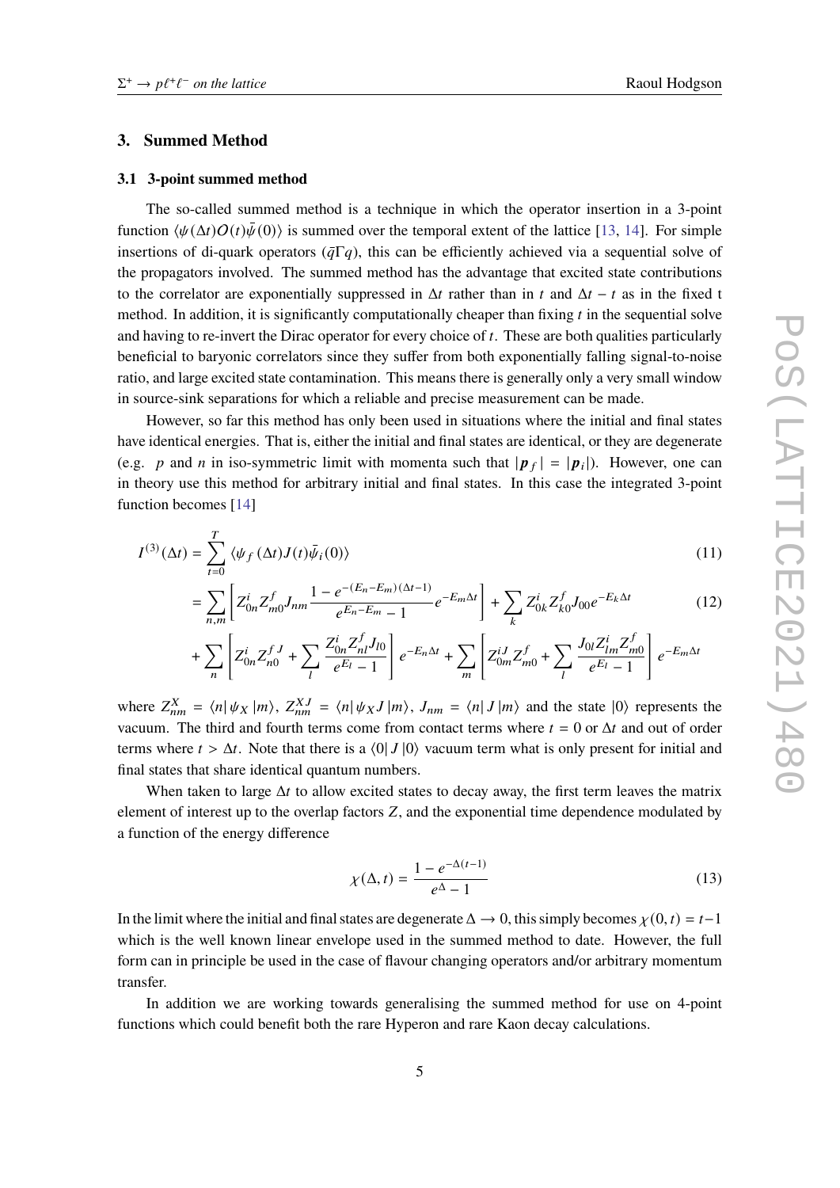## 3. Summed Method

### 3.1 3-point summed method

The so-called summed method is a technique in which the operator insertion in a 3-point function $\langle \psi(\Delta t) O(t) \bar{\psi}(0) \rangle$ is summed over the temporal extent of the lattice [13, 14]. For simple insertions of di-quark operators ($\bar{q}\Gamma q$), this can be efficiently achieved via a sequential solve of the propagators involved. The summed method has the advantage that excited state contributions to the correlator are exponentially suppressed in $\Delta t$ rather than in $t$ and $\Delta t - t$ as in the fixed t method. In addition, it is significantly computationally cheaper than fixing $t$ in the sequential solve and having to re-invert the Dirac operator for every choice of $t$. These are both qualities particularly beneficial to baryonic correlators since they suffer from both exponentially falling signal-to-noise ratio, and large excited state contamination. This means there is generally only a very small window in source-sink separations for which a reliable and precise measurement can be made.

However, so far this method has only been used in situations where the initial and final states have identical energies. That is, either the initial and final states are identical, or they are degenerate (e.g. $p$ and $n$ in iso-symmetric limit with momenta such that $|\boldsymbol{p}_f| = |\boldsymbol{p}_i|$). However, one can in theory use this method for arbitrary initial and final states. In this case the integrated 3-point function becomes [14]

$$I^{(3)}(\Delta t) = \sum_{t=0}^{T} \langle \psi_f(\Delta t) J(t) \bar{\psi}_i(0) \rangle \tag{11}$$

$$= \sum_{n,m} \left[ Z^i_{0n} Z^f_{m0} J_{nm} \frac{1 - e^{-(E_n - E_m)(\Delta t - 1)}}{e^{E_n - E_m} - 1} e^{-E_m \Delta t} \right] + \sum_k Z^i_{0k} Z^f_{k0} J_{00} e^{-E_k \Delta t} \tag{12}$$

$$+ \sum_n \left[ Z^i_{0n} Z^{fJ}_{n0} + \sum_l \frac{Z^i_{0n} Z^f_{nl} J_{l0}}{e^{E_l} - 1} \right] e^{-E_n \Delta t} + \sum_m \left[ Z^{iJ}_{0m} Z^f_{m0} + \sum_l \frac{J_{0l} Z^i_{lm} Z^f_{m0}}{e^{E_l} - 1} \right] e^{-E_m \Delta t}$$

where $Z^X_{nm} = \langle n | \psi_X | m \rangle$, $Z^{XJ}_{nm} = \langle n | \psi_X J | m \rangle$, $J_{nm} = \langle n | J | m \rangle$ and the state $|0\rangle$ represents the vacuum. The third and fourth terms come from contact terms where $t = 0$ or $\Delta t$ and out of order terms where $t > \Delta t$. Note that there is a $\langle 0 | J | 0 \rangle$ vacuum term what is only present for initial and final states that share identical quantum numbers.

When taken to large $\Delta t$ to allow excited states to decay away, the first term leaves the matrix element of interest up to the overlap factors $Z$, and the exponential time dependence modulated by a function of the energy difference

$$\chi(\Delta, t) = \frac{1 - e^{-\Delta(t-1)}}{e^{\Delta} - 1} \tag{13}$$

In the limit where the initial and final states are degenerate $\Delta \to 0$, this simply becomes $\chi(0, t) = t - 1$ which is the well known linear envelope used in the summed method to date. However, the full form can in principle be used in the case of flavour changing operators and/or arbitrary momentum transfer.

In addition we are working towards generalising the summed method for use on 4-point functions which could benefit both the rare Hyperon and rare Kaon decay calculations.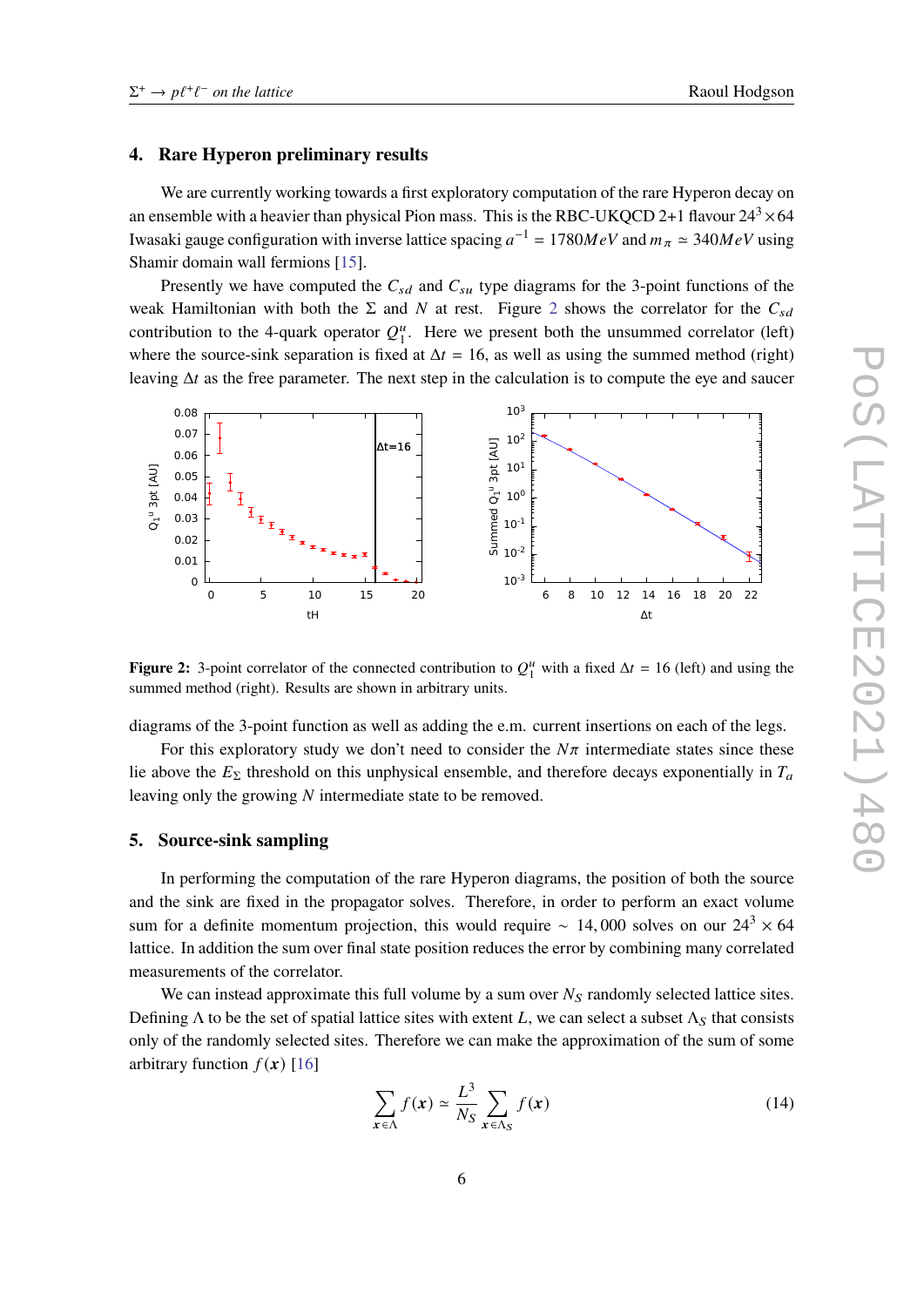## 4. Rare Hyperon preliminary results

We are currently working towards a first exploratory computation of the rare Hyperon decay on an ensemble with a heavier than physical Pion mass. This is the RBC-UKQCD 2+1 flavour $24^3 \times 64$ Iwasaki gauge configuration with inverse lattice spacing $a^{-1} = 1780 MeV$ and $m_\pi \simeq 340 MeV$ using Shamir domain wall fermions [15].

Presently we have computed the $C_{sd}$ and $C_{su}$ type diagrams for the 3-point functions of the weak Hamiltonian with both the $\Sigma$ and $N$ at rest. Figure 2 shows the correlator for the $C_{sd}$ contribution to the 4-quark operator $Q_1^u$. Here we present both the unsummed correlator (left) where the source-sink separation is fixed at $\Delta t = 16$, as well as using the summed method (right) leaving $\Delta t$ as the free parameter. The next step in the calculation is to compute the eye and saucer diagrams of the 3-point function as well as adding the e.m. current insertions on each of the legs.

**Figure 2:** 3-point correlator of the connected contribution to $Q_1^u$ with a fixed $\Delta t = 16$ (left) and using the summed method (right). Results are shown in arbitrary units.

For this exploratory study we don't need to consider the $N\pi$ intermediate states since these lie above the $E_\Sigma$ threshold on this unphysical ensemble, and therefore decays exponentially in $T_a$ leaving only the growing $N$ intermediate state to be removed.

## 5. Source-sink sampling

In performing the computation of the rare Hyperon diagrams, the position of both the source and the sink are fixed in the propagator solves. Therefore, in order to perform an exact volume sum for a definite momentum projection, this would require $\sim 14,000$ solves on our $24^3 \times 64$ lattice. In addition the sum over final state position reduces the error by combining many correlated measurements of the correlator.

We can instead approximate this full volume by a sum over $N_S$ randomly selected lattice sites. Defining $\Lambda$ to be the set of spatial lattice sites with extent $L$, we can select a subset $\Lambda_S$ that consists only of the randomly selected sites. Therefore we can make the approximation of the sum of some arbitrary function $f(\boldsymbol{x})$ [16]

$$\sum_{\boldsymbol{x} \in \Lambda} f(\boldsymbol{x}) \simeq \frac{L^3}{N_S} \sum_{\boldsymbol{x} \in \Lambda_S} f(\boldsymbol{x}) \tag{14}$$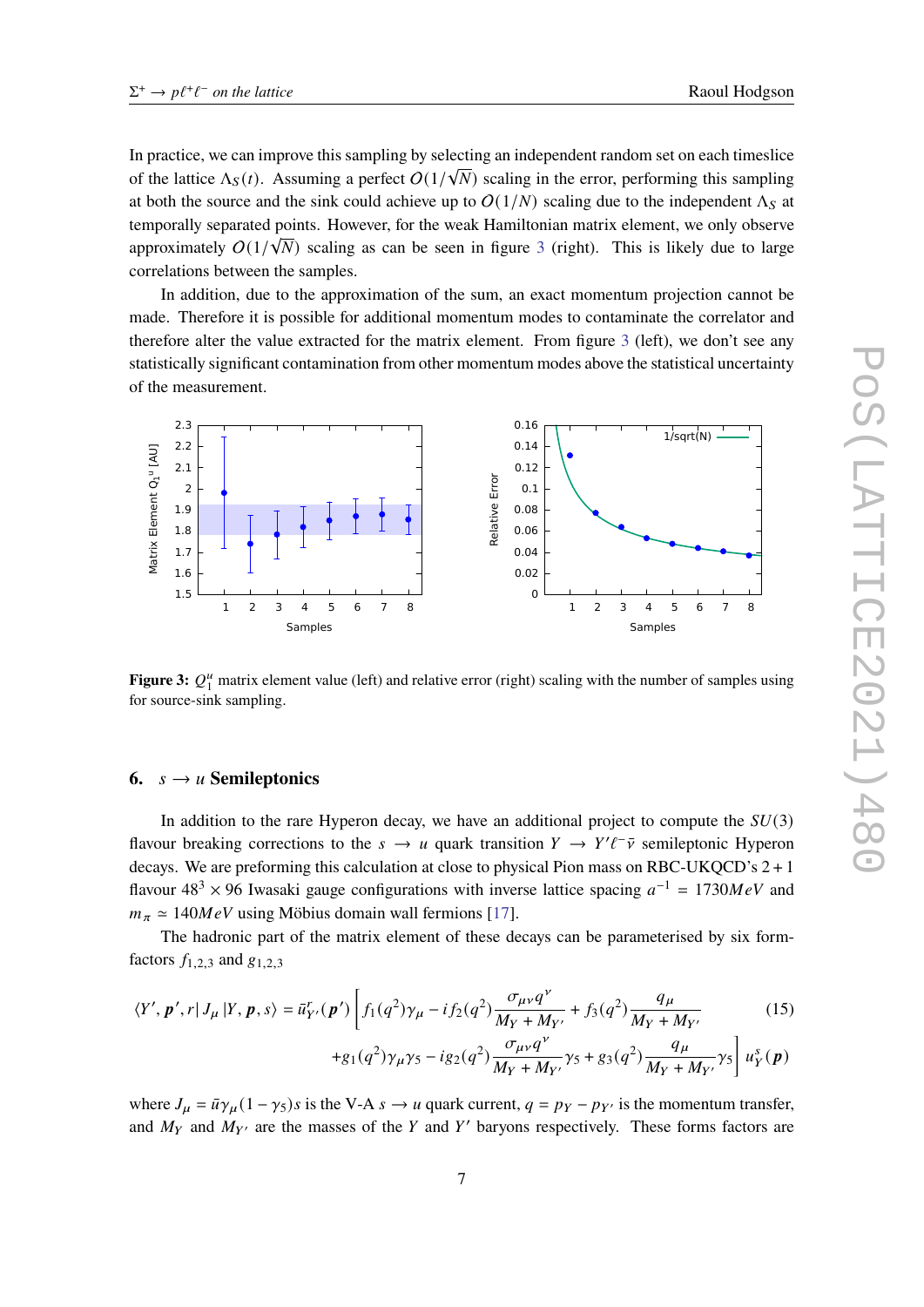In practice, we can improve this sampling by selecting an independent random set on each timeslice of the lattice $\Lambda_S(t)$. Assuming a perfect $O(1/\sqrt{N})$ scaling in the error, performing this sampling at both the source and the sink could achieve up to $O(1/N)$ scaling due to the independent $\Lambda_S$ at temporally separated points. However, for the weak Hamiltonian matrix element, we only observe approximately $O(1/\sqrt{N})$ scaling as can be seen in figure 3 (right). This is likely due to large correlations between the samples.

In addition, due to the approximation of the sum, an exact momentum projection cannot be made. Therefore it is possible for additional momentum modes to contaminate the correlator and therefore alter the value extracted for the matrix element. From figure 3 (left), we don't see any statistically significant contamination from other momentum modes above the statistical uncertainty of the measurement.

**Figure 3:** $Q_1^u$ matrix element value (left) and relative error (right) scaling with the number of samples using for source-sink sampling.

## 6. $s \to u$ Semileptonics

In addition to the rare Hyperon decay, we have an additional project to compute the $SU(3)$ flavour breaking corrections to the $s \to u$ quark transition $Y \to Y'\ell^-\bar{\nu}$ semileptonic Hyperon decays. We are preforming this calculation at close to physical Pion mass on RBC-UKQCD's $2+1$ flavour $48^3 \times 96$ Iwasaki gauge configurations with inverse lattice spacing $a^{-1} = 1730MeV$ and $m_\pi \simeq 140MeV$ using Möbius domain wall fermions [17].

The hadronic part of the matrix element of these decays can be parameterised by six form-factors $f_{1,2,3}$ and $g_{1,2,3}$

$$
\begin{aligned}
\langle Y', \boldsymbol{p}', r | J_\mu | Y, \boldsymbol{p}, s \rangle = \bar{u}^r_{Y'}(\boldsymbol{p}') \Bigg[ & f_1(q^2)\gamma_\mu - i f_2(q^2) \frac{\sigma_{\mu\nu} q^\nu}{M_Y + M_{Y'}} + f_3(q^2) \frac{q_\mu}{M_Y + M_{Y'}} \\
& + g_1(q^2)\gamma_\mu\gamma_5 - i g_2(q^2) \frac{\sigma_{\mu\nu} q^\nu}{M_Y + M_{Y'}} \gamma_5 + g_3(q^2) \frac{q_\mu}{M_Y + M_{Y'}} \gamma_5 \Bigg] u^s_Y(\boldsymbol{p})
\end{aligned} \tag{15}
$$

where $J_\mu = \bar{u}\gamma_\mu(1-\gamma_5)s$ is the V-A $s \to u$ quark current, $q = p_Y - p_{Y'}$ is the momentum transfer, and $M_Y$ and $M_{Y'}$ are the masses of the $Y$ and $Y'$ baryons respectively. These forms factors are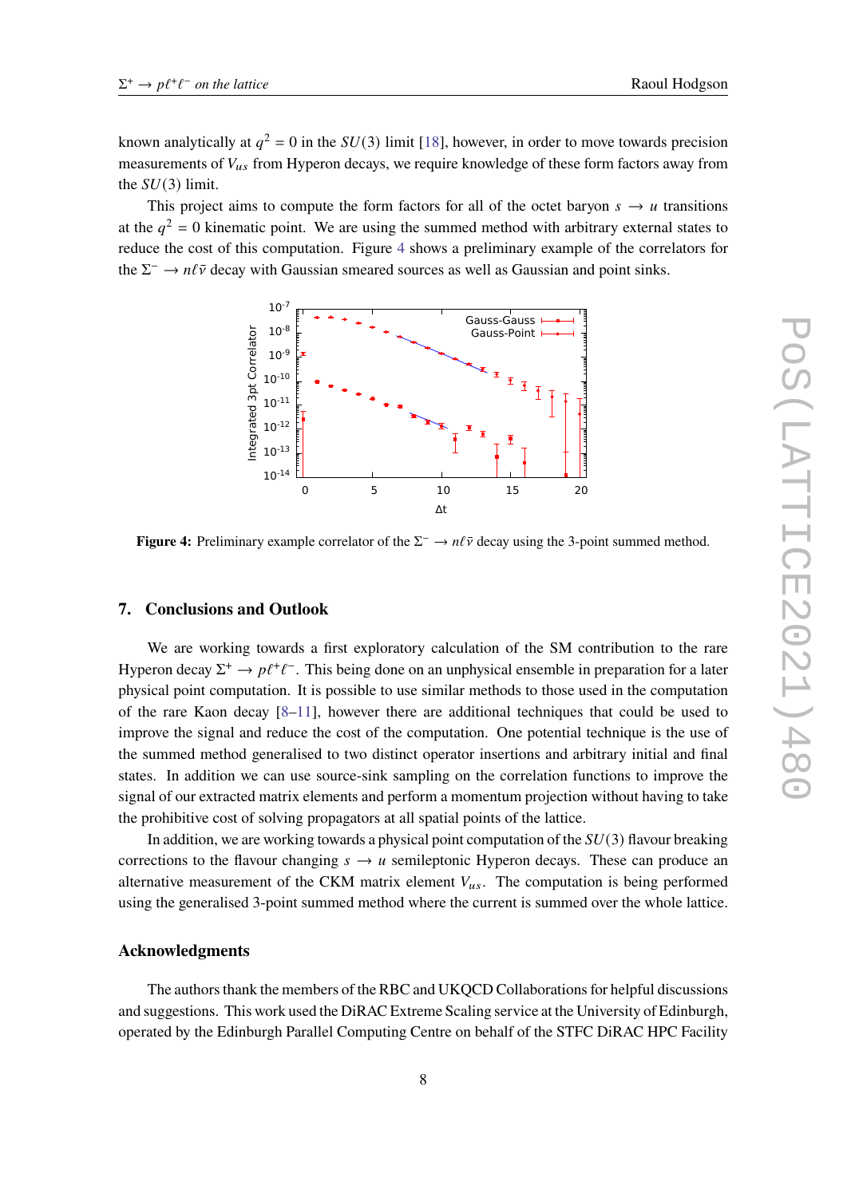known analytically at $q^2 = 0$ in the $SU(3)$ limit [18], however, in order to move towards precision measurements of $V_{us}$ from Hyperon decays, we require knowledge of these form factors away from the $SU(3)$ limit.

This project aims to compute the form factors for all of the octet baryon $s \to u$ transitions at the $q^2 = 0$ kinematic point. We are using the summed method with arbitrary external states to reduce the cost of this computation. Figure 4 shows a preliminary example of the correlators for the $\Sigma^- \to n\ell\bar{\nu}$ decay with Gaussian smeared sources as well as Gaussian and point sinks.

**Figure 4:** Preliminary example correlator of the $\Sigma^- \to n\ell\bar{\nu}$ decay using the 3-point summed method.

## 7. Conclusions and Outlook

We are working towards a first exploratory calculation of the SM contribution to the rare Hyperon decay $\Sigma^+ \to p\ell^+\ell^-$. This being done on an unphysical ensemble in preparation for a later physical point computation. It is possible to use similar methods to those used in the computation of the rare Kaon decay [8–11], however there are additional techniques that could be used to improve the signal and reduce the cost of the computation. One potential technique is the use of the summed method generalised to two distinct operator insertions and arbitrary initial and final states. In addition we can use source-sink sampling on the correlation functions to improve the signal of our extracted matrix elements and perform a momentum projection without having to take the prohibitive cost of solving propagators at all spatial points of the lattice.

In addition, we are working towards a physical point computation of the $SU(3)$ flavour breaking corrections to the flavour changing $s \to u$ semileptonic Hyperon decays. These can produce an alternative measurement of the CKM matrix element $V_{us}$. The computation is being performed using the generalised 3-point summed method where the current is summed over the whole lattice.

### Acknowledgments

The authors thank the members of the RBC and UKQCD Collaborations for helpful discussions and suggestions. This work used the DiRAC Extreme Scaling service at the University of Edinburgh, operated by the Edinburgh Parallel Computing Centre on behalf of the STFC DiRAC HPC Facility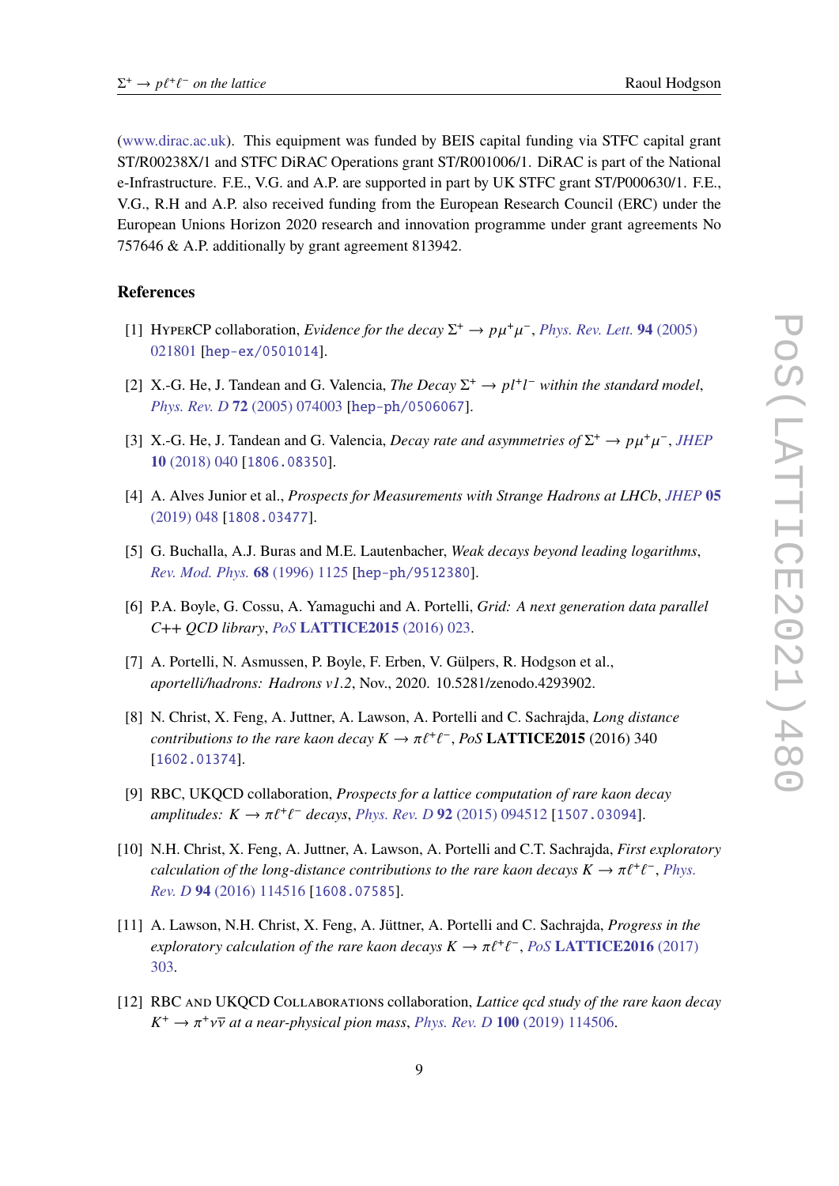(www.dirac.ac.uk). This equipment was funded by BEIS capital funding via STFC capital grant ST/R00238X/1 and STFC DiRAC Operations grant ST/R001006/1. DiRAC is part of the National e-Infrastructure. F.E., V.G. and A.P. are supported in part by UK STFC grant ST/P000630/1. F.E., V.G., R.H and A.P. also received funding from the European Research Council (ERC) under the European Unions Horizon 2020 research and innovation programme under grant agreements No 757646 & A.P. additionally by grant agreement 813942.

## References

[1] HyperCP collaboration, *Evidence for the decay $\Sigma^+ \to p\mu^+\mu^-$*, *Phys. Rev. Lett.* **94** (2005) 021801 [hep-ex/0501014].

[2] X.-G. He, J. Tandean and G. Valencia, *The Decay $\Sigma^+ \to pl^+l^-$ within the standard model*, *Phys. Rev. D* **72** (2005) 074003 [hep-ph/0506067].

[3] X.-G. He, J. Tandean and G. Valencia, *Decay rate and asymmetries of $\Sigma^+ \to p\mu^+\mu^-$*, *JHEP* **10** (2018) 040 [1806.08350].

[4] A. Alves Junior et al., *Prospects for Measurements with Strange Hadrons at LHCb*, *JHEP* **05** (2019) 048 [1808.03477].

[5] G. Buchalla, A.J. Buras and M.E. Lautenbacher, *Weak decays beyond leading logarithms*, *Rev. Mod. Phys.* **68** (1996) 1125 [hep-ph/9512380].

[6] P.A. Boyle, G. Cossu, A. Yamaguchi and A. Portelli, *Grid: A next generation data parallel C++ QCD library*, *PoS* **LATTICE2015** (2016) 023.

[7] A. Portelli, N. Asmussen, P. Boyle, F. Erben, V. Gülpers, R. Hodgson et al., *aportelli/hadrons: Hadrons v1.2*, Nov., 2020. 10.5281/zenodo.4293902.

[8] N. Christ, X. Feng, A. Juttner, A. Lawson, A. Portelli and C. Sachrajda, *Long distance contributions to the rare kaon decay $K \to \pi\ell^+\ell^-$*, *PoS* **LATTICE2015** (2016) 340 [1602.01374].

[9] RBC, UKQCD collaboration, *Prospects for a lattice computation of rare kaon decay amplitudes: $K \to \pi\ell^+\ell^-$ decays*, *Phys. Rev. D* **92** (2015) 094512 [1507.03094].

[10] N.H. Christ, X. Feng, A. Juttner, A. Lawson, A. Portelli and C.T. Sachrajda, *First exploratory calculation of the long-distance contributions to the rare kaon decays $K \to \pi\ell^+\ell^-$*, *Phys. Rev. D* **94** (2016) 114516 [1608.07585].

[11] A. Lawson, N.H. Christ, X. Feng, A. Jüttner, A. Portelli and C. Sachrajda, *Progress in the exploratory calculation of the rare kaon decays $K \to \pi\ell^+\ell^-$*, *PoS* **LATTICE2016** (2017) 303.

[12] RBC and UKQCD Collaborations collaboration, *Lattice qcd study of the rare kaon decay $K^+ \to \pi^+\nu\bar{\nu}$ at a near-physical pion mass*, *Phys. Rev. D* **100** (2019) 114506.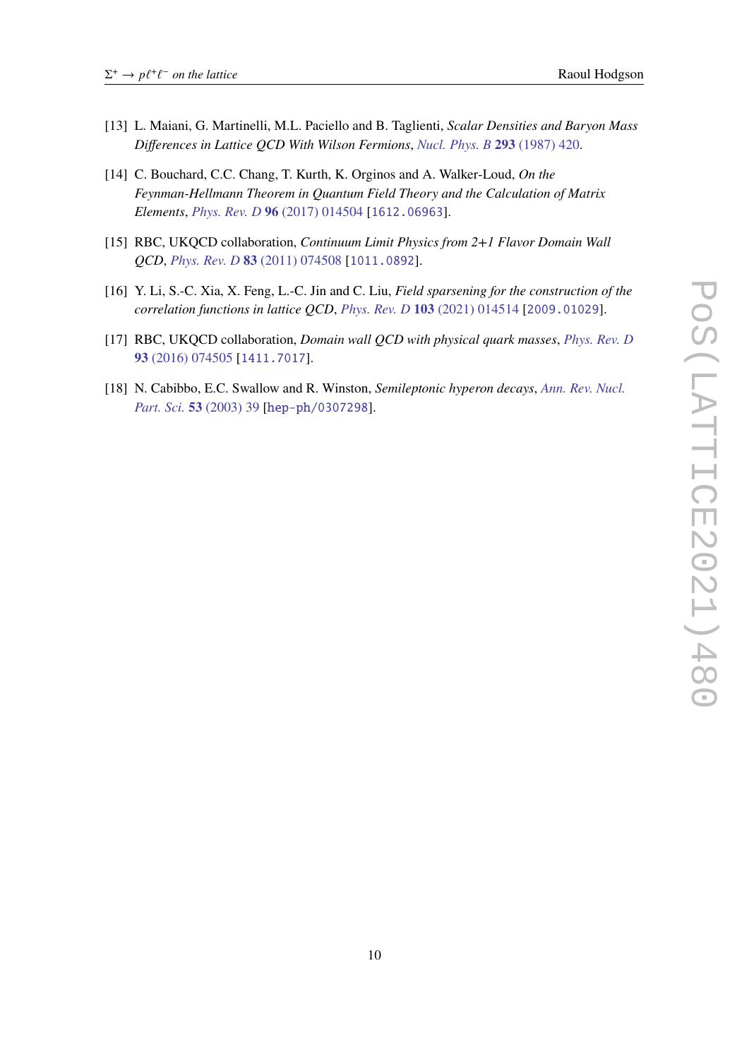[13] L. Maiani, G. Martinelli, M.L. Paciello and B. Taglienti, *Scalar Densities and Baryon Mass Differences in Lattice QCD With Wilson Fermions*, *Nucl. Phys. B* **293** (1987) 420.

[14] C. Bouchard, C.C. Chang, T. Kurth, K. Orginos and A. Walker-Loud, *On the Feynman-Hellmann Theorem in Quantum Field Theory and the Calculation of Matrix Elements*, *Phys. Rev. D* **96** (2017) 014504 [1612.06963].

[15] RBC, UKQCD collaboration, *Continuum Limit Physics from 2+1 Flavor Domain Wall QCD*, *Phys. Rev. D* **83** (2011) 074508 [1011.0892].

[16] Y. Li, S.-C. Xia, X. Feng, L.-C. Jin and C. Liu, *Field sparsening for the construction of the correlation functions in lattice QCD*, *Phys. Rev. D* **103** (2021) 014514 [2009.01029].

[17] RBC, UKQCD collaboration, *Domain wall QCD with physical quark masses*, *Phys. Rev. D* **93** (2016) 074505 [1411.7017].

[18] N. Cabibbo, E.C. Swallow and R. Winston, *Semileptonic hyperon decays*, *Ann. Rev. Nucl. Part. Sci.* **53** (2003) 39 [hep-ph/0307298].